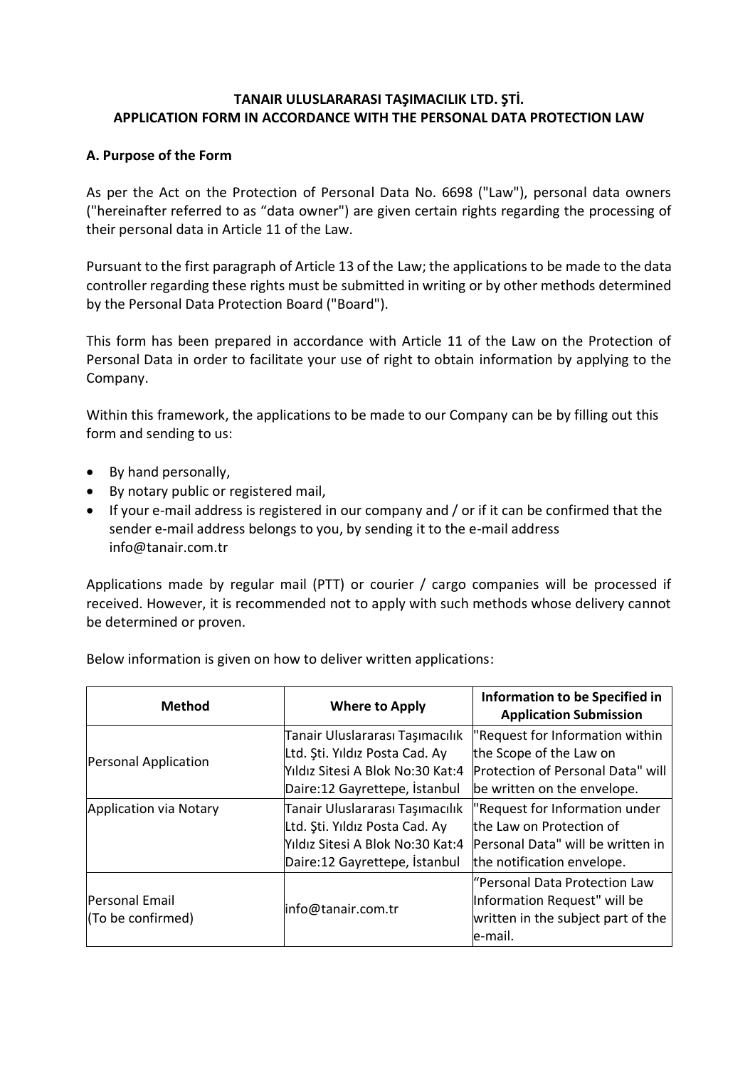**TANAIR ULUSLARARASI TAŞIMACILIK LTD. ŞTİ.**
**APPLICATION FORM IN ACCORDANCE WITH THE PERSONAL DATA PROTECTION LAW**

### A. Purpose of the Form

As per the Act on the Protection of Personal Data No. 6698 ("Law"), personal data owners ("hereinafter referred to as "data owner") are given certain rights regarding the processing of their personal data in Article 11 of the Law.

Pursuant to the first paragraph of Article 13 of the Law; the applications to be made to the data controller regarding these rights must be submitted in writing or by other methods determined by the Personal Data Protection Board ("Board").

This form has been prepared in accordance with Article 11 of the Law on the Protection of Personal Data in order to facilitate your use of right to obtain information by applying to the Company.

Within this framework, the applications to be made to our Company can be by filling out this form and sending to us:

- By hand personally,
- By notary public or registered mail,
- If your e-mail address is registered in our company and / or if it can be confirmed that the sender e-mail address belongs to you, by sending it to the e-mail address info@tanair.com.tr

Applications made by regular mail (PTT) or courier / cargo companies will be processed if received. However, it is recommended not to apply with such methods whose delivery cannot be determined or proven.

Below information is given on how to deliver written applications:

| Method | Where to Apply | Information to be Specified in Application Submission |
| --- | --- | --- |
| Personal Application | Tanair Uluslararası Taşımacılık Ltd. Şti. Yıldız Posta Cad. Ay Yıldız Sitesi A Blok No:30 Kat:4 Daire:12 Gayrettepe, İstanbul | "Request for Information within the Scope of the Law on Protection of Personal Data" will be written on the envelope. |
| Application via Notary | Tanair Uluslararası Taşımacılık Ltd. Şti. Yıldız Posta Cad. Ay Yıldız Sitesi A Blok No:30 Kat:4 Daire:12 Gayrettepe, İstanbul | "Request for Information under the Law on Protection of Personal Data" will be written in the notification envelope. |
| Personal Email (To be confirmed) | info@tanair.com.tr | "Personal Data Protection Law Information Request" will be written in the subject part of the e-mail. |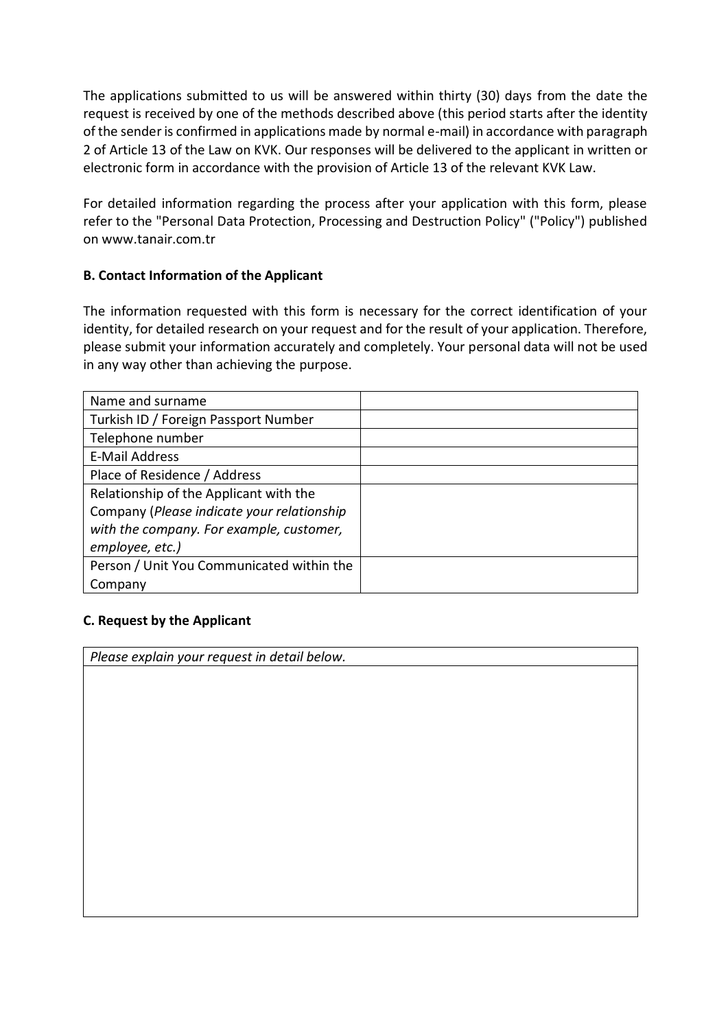The applications submitted to us will be answered within thirty (30) days from the date the request is received by one of the methods described above (this period starts after the identity of the sender is confirmed in applications made by normal e-mail) in accordance with paragraph 2 of Article 13 of the Law on KVK. Our responses will be delivered to the applicant in written or electronic form in accordance with the provision of Article 13 of the relevant KVK Law.

For detailed information regarding the process after your application with this form, please refer to the "Personal Data Protection, Processing and Destruction Policy" ("Policy") published on www.tanair.com.tr

**B. Contact Information of the Applicant**

The information requested with this form is necessary for the correct identification of your identity, for detailed research on your request and for the result of your application. Therefore, please submit your information accurately and completely. Your personal data will not be used in any way other than achieving the purpose.

| | |
|---|---|
| Name and surname | |
| Turkish ID / Foreign Passport Number | |
| Telephone number | |
| E-Mail Address | |
| Place of Residence / Address | |
| Relationship of the Applicant with the Company (*Please indicate your relationship with the company. For example, customer, employee, etc.)* | |
| Person / Unit You Communicated within the Company | |

**C. Request by the Applicant**

| *Please explain your request in detail below.* |
|---|
| |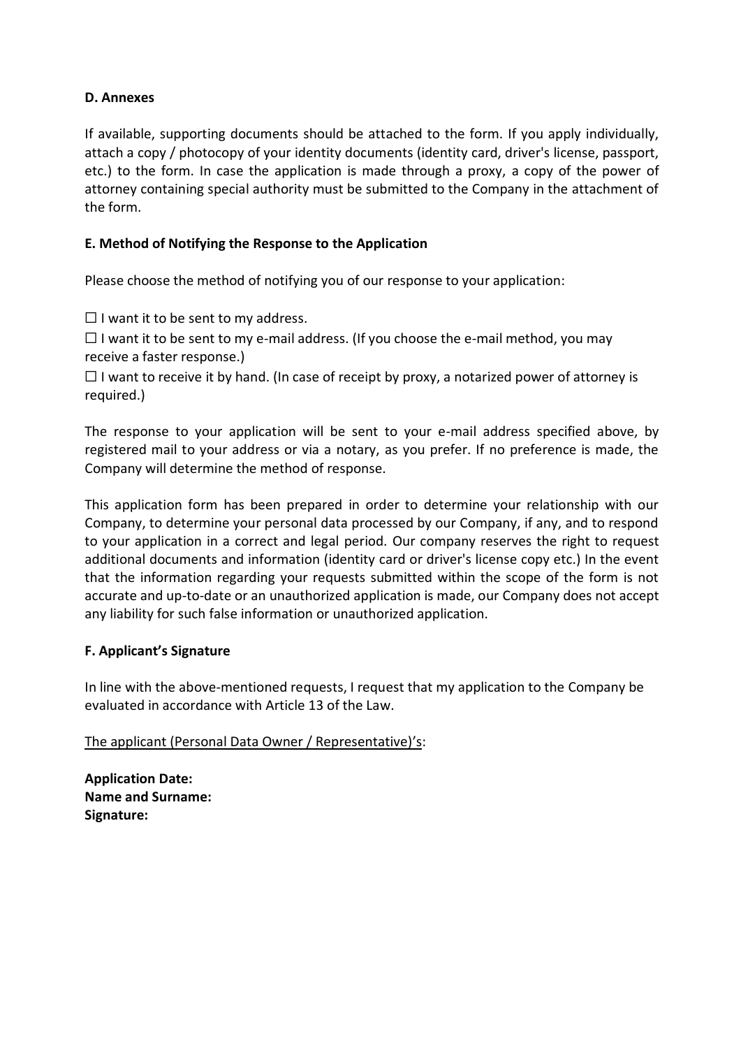### D. Annexes

If available, supporting documents should be attached to the form. If you apply individually, attach a copy / photocopy of your identity documents (identity card, driver's license, passport, etc.) to the form. In case the application is made through a proxy, a copy of the power of attorney containing special authority must be submitted to the Company in the attachment of the form.

### E. Method of Notifying the Response to the Application

Please choose the method of notifying you of our response to your application:

☐ I want it to be sent to my address.

☐ I want it to be sent to my e-mail address. (If you choose the e-mail method, you may receive a faster response.)

☐ I want to receive it by hand. (In case of receipt by proxy, a notarized power of attorney is required.)

The response to your application will be sent to your e-mail address specified above, by registered mail to your address or via a notary, as you prefer. If no preference is made, the Company will determine the method of response.

This application form has been prepared in order to determine your relationship with our Company, to determine your personal data processed by our Company, if any, and to respond to your application in a correct and legal period. Our company reserves the right to request additional documents and information (identity card or driver's license copy etc.) In the event that the information regarding your requests submitted within the scope of the form is not accurate and up-to-date or an unauthorized application is made, our Company does not accept any liability for such false information or unauthorized application.

### F. Applicant's Signature

In line with the above-mentioned requests, I request that my application to the Company be evaluated in accordance with Article 13 of the Law.

The applicant (Personal Data Owner / Representative)'s:

**Application Date:**
**Name and Surname:**
**Signature:**